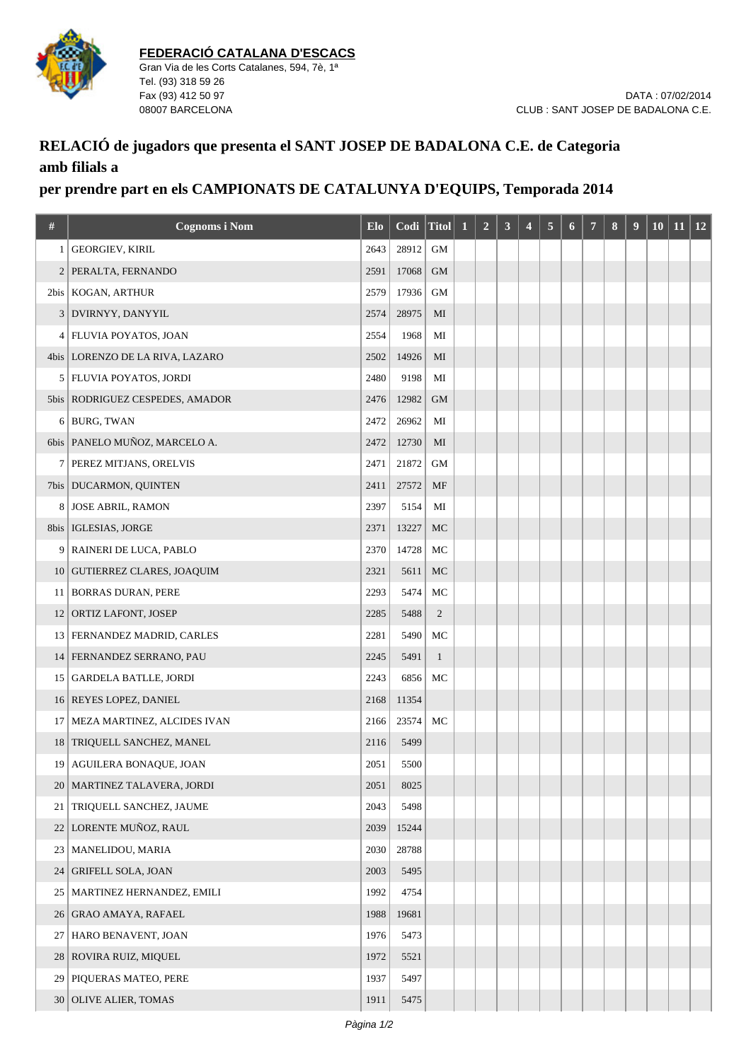**FEDERACIÓ CATALANA D'ESCACS**
Gran Via de les Corts Catalanes, 594, 7è, 1ª
Tel. (93) 318 59 26
Fax (93) 412 50 97
08007 BARCELONA

DATA : 07/02/2014
CLUB : SANT JOSEP DE BADALONA C.E.

## RELACIÓ de jugadors que presenta el SANT JOSEP DE BADALONA C.E. de Categoria amb filials a

## per prendre part en els CAMPIONATS DE CATALUNYA D'EQUIPS, Temporada 2014

| # | Cognoms i Nom | Elo | Codi | Titol | 1 | 2 | 3 | 4 | 5 | 6 | 7 | 8 | 9 | 10 | 11 | 12 |
|---|---|---|---|---|---|---|---|---|---|---|---|---|---|---|---|---|
| 1 | GEORGIEV, KIRIL | 2643 | 28912 | GM | | | | | | | | | | | | |
| 2 | PERALTA, FERNANDO | 2591 | 17068 | GM | | | | | | | | | | | | |
| 2bis | KOGAN, ARTHUR | 2579 | 17936 | GM | | | | | | | | | | | | |
| 3 | DVIRNYY, DANYYIL | 2574 | 28975 | MI | | | | | | | | | | | | |
| 4 | FLUVIA POYATOS, JOAN | 2554 | 1968 | MI | | | | | | | | | | | | |
| 4bis | LORENZO DE LA RIVA, LAZARO | 2502 | 14926 | MI | | | | | | | | | | | | |
| 5 | FLUVIA POYATOS, JORDI | 2480 | 9198 | MI | | | | | | | | | | | | |
| 5bis | RODRIGUEZ CESPEDES, AMADOR | 2476 | 12982 | GM | | | | | | | | | | | | |
| 6 | BURG, TWAN | 2472 | 26962 | MI | | | | | | | | | | | | |
| 6bis | PANELO MUÑOZ, MARCELO A. | 2472 | 12730 | MI | | | | | | | | | | | | |
| 7 | PEREZ MITJANS, ORELVIS | 2471 | 21872 | GM | | | | | | | | | | | | |
| 7bis | DUCARMON, QUINTEN | 2411 | 27572 | MF | | | | | | | | | | | | |
| 8 | JOSE ABRIL, RAMON | 2397 | 5154 | MI | | | | | | | | | | | | |
| 8bis | IGLESIAS, JORGE | 2371 | 13227 | MC | | | | | | | | | | | | |
| 9 | RAINERI DE LUCA, PABLO | 2370 | 14728 | MC | | | | | | | | | | | | |
| 10 | GUTIERREZ CLARES, JOAQUIM | 2321 | 5611 | MC | | | | | | | | | | | | |
| 11 | BORRAS DURAN, PERE | 2293 | 5474 | MC | | | | | | | | | | | | |
| 12 | ORTIZ LAFONT, JOSEP | 2285 | 5488 | 2 | | | | | | | | | | | | |
| 13 | FERNANDEZ MADRID, CARLES | 2281 | 5490 | MC | | | | | | | | | | | | |
| 14 | FERNANDEZ SERRANO, PAU | 2245 | 5491 | 1 | | | | | | | | | | | | |
| 15 | GARDELA BATLLE, JORDI | 2243 | 6856 | MC | | | | | | | | | | | | |
| 16 | REYES LOPEZ, DANIEL | 2168 | 11354 | | | | | | | | | | | | | |
| 17 | MEZA MARTINEZ, ALCIDES IVAN | 2166 | 23574 | MC | | | | | | | | | | | | |
| 18 | TRIQUELL SANCHEZ, MANEL | 2116 | 5499 | | | | | | | | | | | | | |
| 19 | AGUILERA BONAQUE, JOAN | 2051 | 5500 | | | | | | | | | | | | | |
| 20 | MARTINEZ TALAVERA, JORDI | 2051 | 8025 | | | | | | | | | | | | | |
| 21 | TRIQUELL SANCHEZ, JAUME | 2043 | 5498 | | | | | | | | | | | | | |
| 22 | LORENTE MUÑOZ, RAUL | 2039 | 15244 | | | | | | | | | | | | | |
| 23 | MANELIDOU, MARIA | 2030 | 28788 | | | | | | | | | | | | | |
| 24 | GRIFELL SOLA, JOAN | 2003 | 5495 | | | | | | | | | | | | | |
| 25 | MARTINEZ HERNANDEZ, EMILI | 1992 | 4754 | | | | | | | | | | | | | |
| 26 | GRAO AMAYA, RAFAEL | 1988 | 19681 | | | | | | | | | | | | | |
| 27 | HARO BENAVENT, JOAN | 1976 | 5473 | | | | | | | | | | | | | |
| 28 | ROVIRA RUIZ, MIQUEL | 1972 | 5521 | | | | | | | | | | | | | |
| 29 | PIQUERAS MATEO, PERE | 1937 | 5497 | | | | | | | | | | | | | |
| 30 | OLIVE ALIER, TOMAS | 1911 | 5475 | | | | | | | | | | | | | |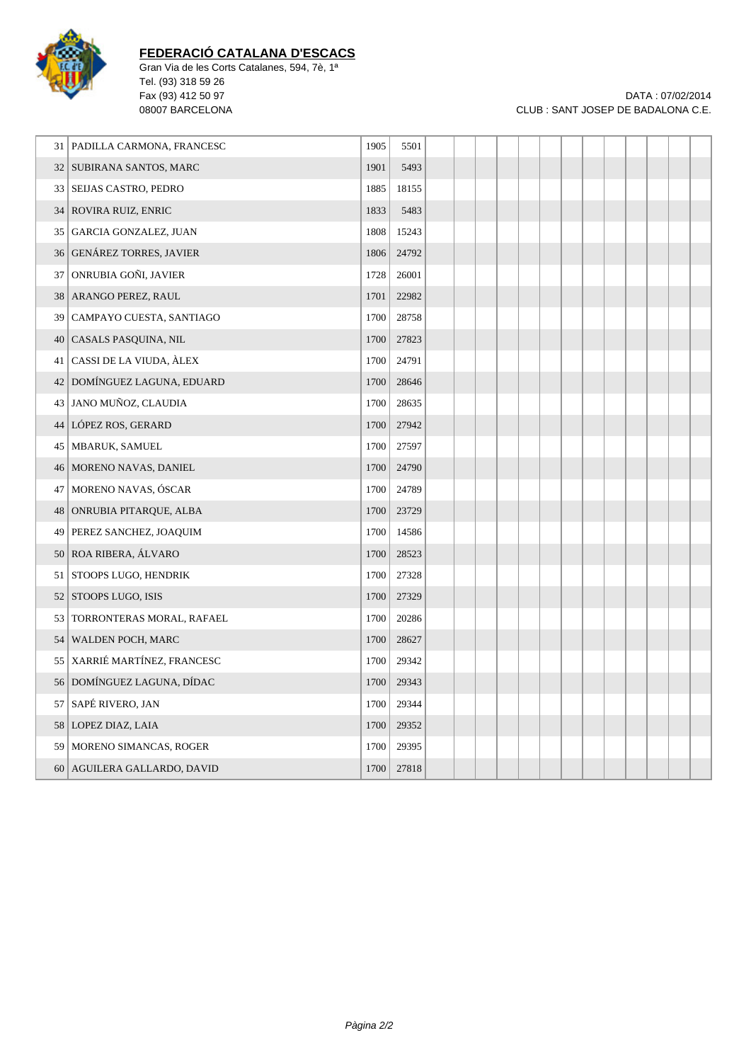**FEDERACIÓ CATALANA D'ESCACS**
Gran Via de les Corts Catalanes, 594, 7è, 1ª
Tel. (93) 318 59 26
Fax (93) 412 50 97
08007 BARCELONA

DATA : 07/02/2014
CLUB : SANT JOSEP DE BADALONA C.E.

| | | | | | | | | | | | | | | | | |
|---|---|---|---|---|---|---|---|---|---|---|---|---|---|---|---|---|
| 31 | PADILLA CARMONA, FRANCESC | 1905 | 5501 | | | | | | | | | | | | | |
| 32 | SUBIRANA SANTOS, MARC | 1901 | 5493 | | | | | | | | | | | | | |
| 33 | SEIJAS CASTRO, PEDRO | 1885 | 18155 | | | | | | | | | | | | | |
| 34 | ROVIRA RUIZ, ENRIC | 1833 | 5483 | | | | | | | | | | | | | |
| 35 | GARCIA GONZALEZ, JUAN | 1808 | 15243 | | | | | | | | | | | | | |
| 36 | GENÁREZ TORRES, JAVIER | 1806 | 24792 | | | | | | | | | | | | | |
| 37 | ONRUBIA GOÑI, JAVIER | 1728 | 26001 | | | | | | | | | | | | | |
| 38 | ARANGO PEREZ, RAUL | 1701 | 22982 | | | | | | | | | | | | | |
| 39 | CAMPAYO CUESTA, SANTIAGO | 1700 | 28758 | | | | | | | | | | | | | |
| 40 | CASALS PASQUINA, NIL | 1700 | 27823 | | | | | | | | | | | | | |
| 41 | CASSI DE LA VIUDA, ÀLEX | 1700 | 24791 | | | | | | | | | | | | | |
| 42 | DOMÍNGUEZ LAGUNA, EDUARD | 1700 | 28646 | | | | | | | | | | | | | |
| 43 | JANO MUÑOZ, CLAUDIA | 1700 | 28635 | | | | | | | | | | | | | |
| 44 | LÓPEZ ROS, GERARD | 1700 | 27942 | | | | | | | | | | | | | |
| 45 | MBARUK, SAMUEL | 1700 | 27597 | | | | | | | | | | | | | |
| 46 | MORENO NAVAS, DANIEL | 1700 | 24790 | | | | | | | | | | | | | |
| 47 | MORENO NAVAS, ÓSCAR | 1700 | 24789 | | | | | | | | | | | | | |
| 48 | ONRUBIA PITARQUE, ALBA | 1700 | 23729 | | | | | | | | | | | | | |
| 49 | PEREZ SANCHEZ, JOAQUIM | 1700 | 14586 | | | | | | | | | | | | | |
| 50 | ROA RIBERA, ÁLVARO | 1700 | 28523 | | | | | | | | | | | | | |
| 51 | STOOPS LUGO, HENDRIK | 1700 | 27328 | | | | | | | | | | | | | |
| 52 | STOOPS LUGO, ISIS | 1700 | 27329 | | | | | | | | | | | | | |
| 53 | TORRONTERAS MORAL, RAFAEL | 1700 | 20286 | | | | | | | | | | | | | |
| 54 | WALDEN POCH, MARC | 1700 | 28627 | | | | | | | | | | | | | |
| 55 | XARRIÉ MARTÍNEZ, FRANCESC | 1700 | 29342 | | | | | | | | | | | | | |
| 56 | DOMÍNGUEZ LAGUNA, DÍDAC | 1700 | 29343 | | | | | | | | | | | | | |
| 57 | SAPÉ RIVERO, JAN | 1700 | 29344 | | | | | | | | | | | | | |
| 58 | LOPEZ DIAZ, LAIA | 1700 | 29352 | | | | | | | | | | | | | |
| 59 | MORENO SIMANCAS, ROGER | 1700 | 29395 | | | | | | | | | | | | | |
| 60 | AGUILERA GALLARDO, DAVID | 1700 | 27818 | | | | | | | | | | | | | |